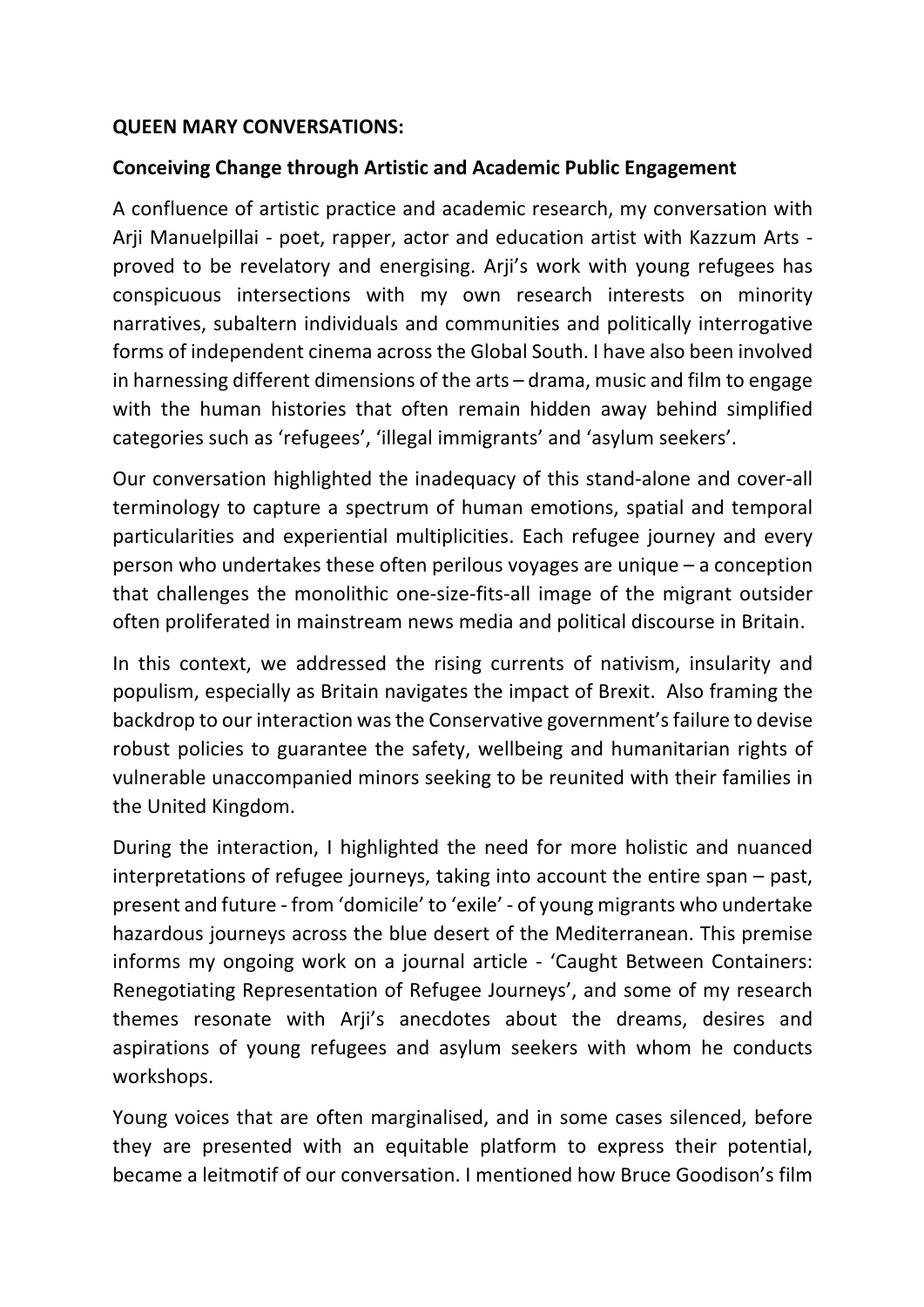**QUEEN MARY CONVERSATIONS:**

**Conceiving Change through Artistic and Academic Public Engagement**

A confluence of artistic practice and academic research, my conversation with Arji Manuelpillai - poet, rapper, actor and education artist with Kazzum Arts - proved to be revelatory and energising. Arji's work with young refugees has conspicuous intersections with my own research interests on minority narratives, subaltern individuals and communities and politically interrogative forms of independent cinema across the Global South. I have also been involved in harnessing different dimensions of the arts – drama, music and film to engage with the human histories that often remain hidden away behind simplified categories such as 'refugees', 'illegal immigrants' and 'asylum seekers'.

Our conversation highlighted the inadequacy of this stand-alone and cover-all terminology to capture a spectrum of human emotions, spatial and temporal particularities and experiential multiplicities. Each refugee journey and every person who undertakes these often perilous voyages are unique – a conception that challenges the monolithic one-size-fits-all image of the migrant outsider often proliferated in mainstream news media and political discourse in Britain.

In this context, we addressed the rising currents of nativism, insularity and populism, especially as Britain navigates the impact of Brexit. Also framing the backdrop to our interaction was the Conservative government's failure to devise robust policies to guarantee the safety, wellbeing and humanitarian rights of vulnerable unaccompanied minors seeking to be reunited with their families in the United Kingdom.

During the interaction, I highlighted the need for more holistic and nuanced interpretations of refugee journeys, taking into account the entire span – past, present and future - from 'domicile' to 'exile' - of young migrants who undertake hazardous journeys across the blue desert of the Mediterranean. This premise informs my ongoing work on a journal article - 'Caught Between Containers: Renegotiating Representation of Refugee Journeys', and some of my research themes resonate with Arji's anecdotes about the dreams, desires and aspirations of young refugees and asylum seekers with whom he conducts workshops.

Young voices that are often marginalised, and in some cases silenced, before they are presented with an equitable platform to express their potential, became a leitmotif of our conversation. I mentioned how Bruce Goodison's film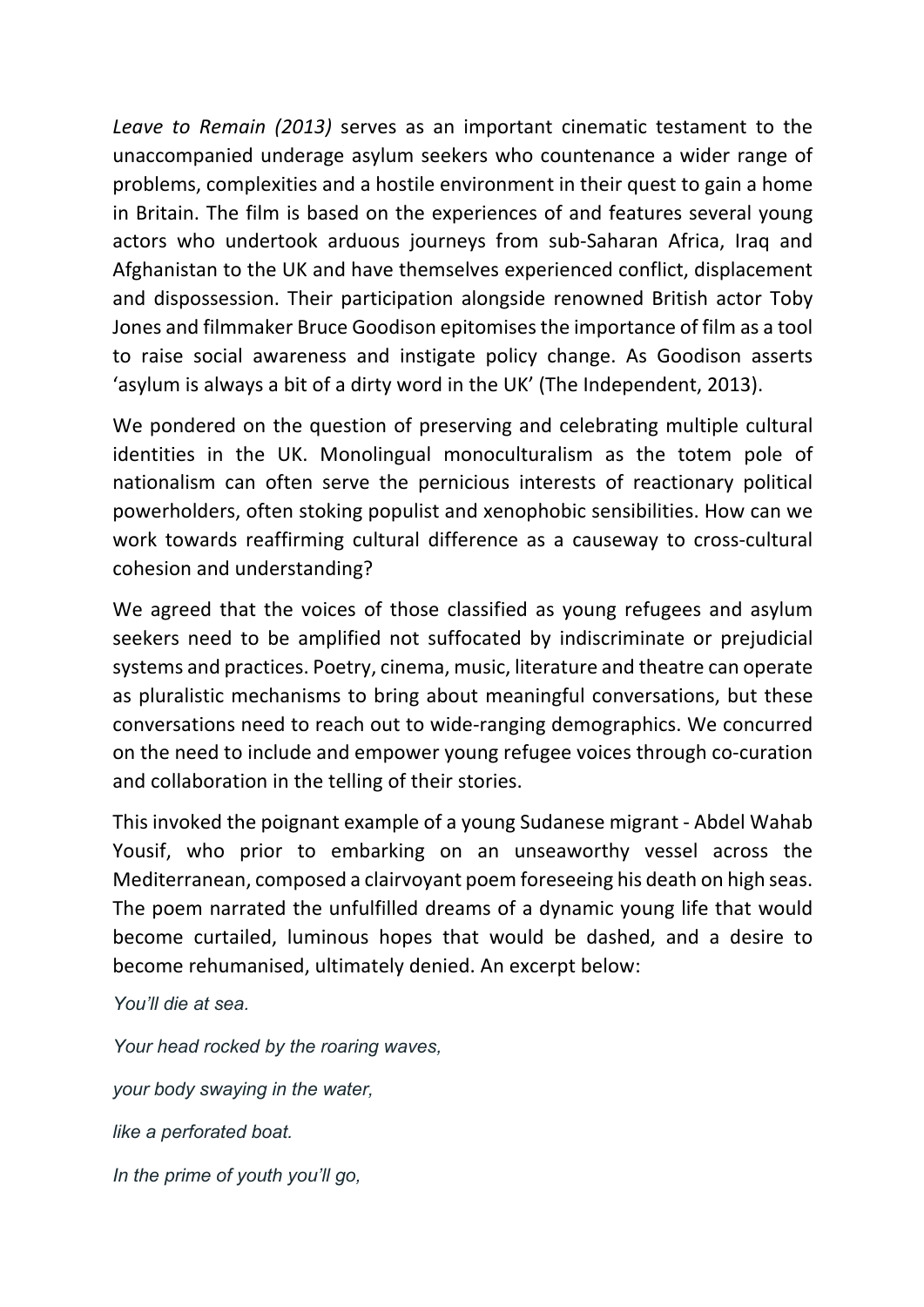*Leave to Remain (2013)* serves as an important cinematic testament to the unaccompanied underage asylum seekers who countenance a wider range of problems, complexities and a hostile environment in their quest to gain a home in Britain. The film is based on the experiences of and features several young actors who undertook arduous journeys from sub-Saharan Africa, Iraq and Afghanistan to the UK and have themselves experienced conflict, displacement and dispossession. Their participation alongside renowned British actor Toby Jones and filmmaker Bruce Goodison epitomises the importance of film as a tool to raise social awareness and instigate policy change. As Goodison asserts 'asylum is always a bit of a dirty word in the UK' (The Independent, 2013).

We pondered on the question of preserving and celebrating multiple cultural identities in the UK. Monolingual monoculturalism as the totem pole of nationalism can often serve the pernicious interests of reactionary political powerholders, often stoking populist and xenophobic sensibilities. How can we work towards reaffirming cultural difference as a causeway to cross-cultural cohesion and understanding?

We agreed that the voices of those classified as young refugees and asylum seekers need to be amplified not suffocated by indiscriminate or prejudicial systems and practices. Poetry, cinema, music, literature and theatre can operate as pluralistic mechanisms to bring about meaningful conversations, but these conversations need to reach out to wide-ranging demographics. We concurred on the need to include and empower young refugee voices through co-curation and collaboration in the telling of their stories.

This invoked the poignant example of a young Sudanese migrant - Abdel Wahab Yousif, who prior to embarking on an unseaworthy vessel across the Mediterranean, composed a clairvoyant poem foreseeing his death on high seas. The poem narrated the unfulfilled dreams of a dynamic young life that would become curtailed, luminous hopes that would be dashed, and a desire to become rehumanised, ultimately denied. An excerpt below:

*You'll die at sea.*

*Your head rocked by the roaring waves,*

*your body swaying in the water,*

*like a perforated boat.*

*In the prime of youth you'll go,*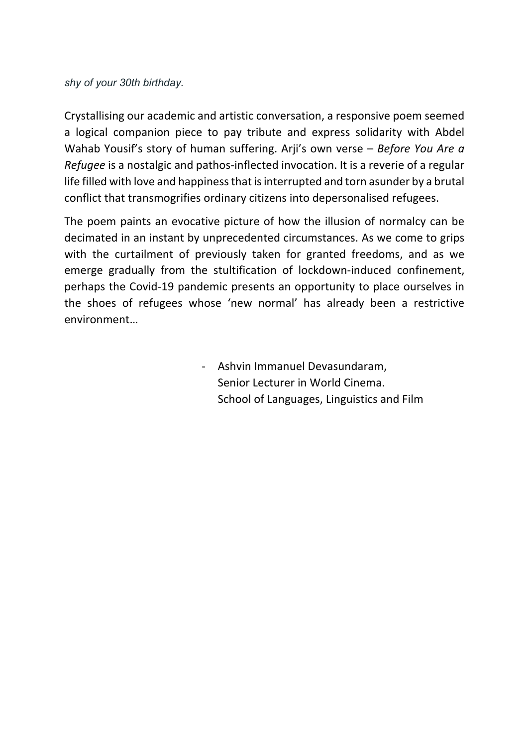*shy of your 30th birthday.*

Crystallising our academic and artistic conversation, a responsive poem seemed a logical companion piece to pay tribute and express solidarity with Abdel Wahab Yousif's story of human suffering. Arji's own verse – *Before You Are a Refugee* is a nostalgic and pathos-inflected invocation. It is a reverie of a regular life filled with love and happiness that is interrupted and torn asunder by a brutal conflict that transmogrifies ordinary citizens into depersonalised refugees.

The poem paints an evocative picture of how the illusion of normalcy can be decimated in an instant by unprecedented circumstances. As we come to grips with the curtailment of previously taken for granted freedoms, and as we emerge gradually from the stultification of lockdown-induced confinement, perhaps the Covid-19 pandemic presents an opportunity to place ourselves in the shoes of refugees whose 'new normal' has already been a restrictive environment…

- Ashvin Immanuel Devasundaram,
  Senior Lecturer in World Cinema.
  School of Languages, Linguistics and Film